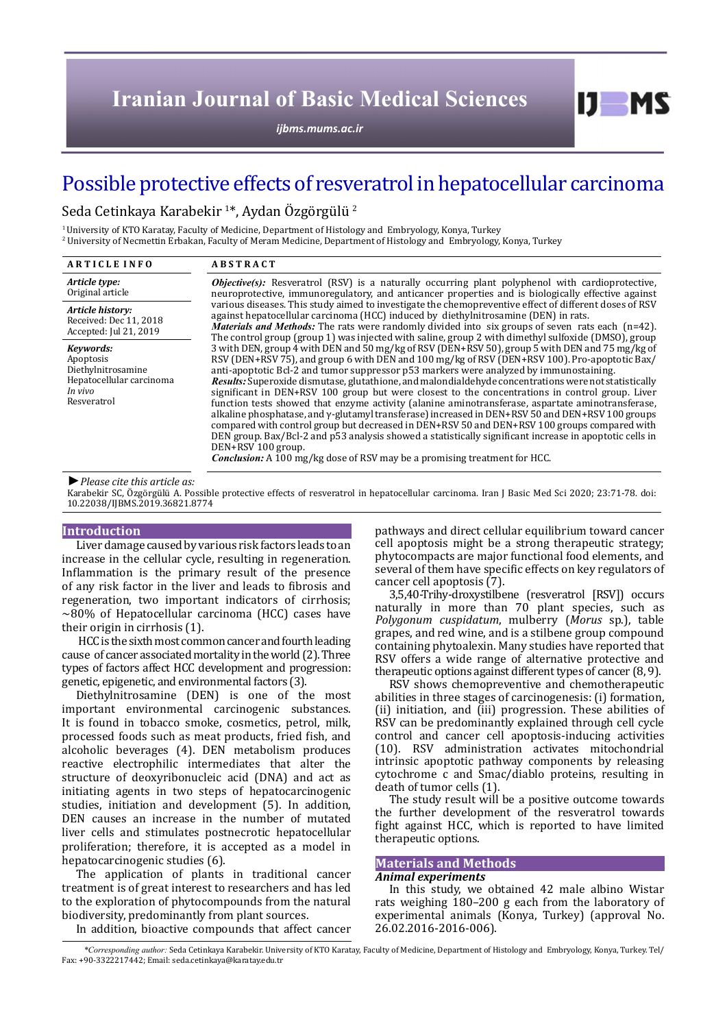# Possible protective effects of resveratrol in hepatocellular carcinoma

Seda Cetinkaya Karabekir [1]*, Aydan Özgörgülü [2]

[1] University of KTO Karatay, Faculty of Medicine, Department of Histology and Embryology, Konya, Turkey
[2] University of Necmettin Erbakan, Faculty of Meram Medicine, Department of Histology and Embryology, Konya, Turkey

**ARTICLE INFO**

*Article type:*
Original article

*Article history:*
Received: Dec 11, 2018
Accepted: Jul 21, 2019

*Keywords:*
Apoptosis
Diethylnitrosamine
Hepatocellular carcinoma
*In vivo*
Resveratrol

**ABSTRACT**

***Objective(s):*** Resveratrol (RSV) is a naturally occurring plant polyphenol with cardioprotective, neuroprotective, immunoregulatory, and anticancer properties and is biologically effective against various diseases. This study aimed to investigate the chemopreventive effect of different doses of RSV against hepatocellular carcinoma (HCC) induced by diethylnitrosamine (DEN) in rats.

***Materials and Methods:*** The rats were randomly divided into six groups of seven rats each (n=42). The control group (group 1) was injected with saline, group 2 with dimethyl sulfoxide (DMSO), group 3 with DEN, group 4 with DEN and 50 mg/kg of RSV (DEN+RSV 50), group 5 with DEN and 75 mg/kg of RSV (DEN+RSV 75), and group 6 with DEN and 100 mg/kg of RSV (DEN+RSV 100). Pro-apoptotic Bax/anti-apoptotic Bcl-2 and tumor suppressor p53 markers were analyzed by immunostaining.

***Results:*** Superoxide dismutase, glutathione, and malondialdehyde concentrations were not statistically significant in DEN+RSV 100 group but were closest to the concentrations in control group. Liver function tests showed that enzyme activity (alanine aminotransferase, aspartate aminotransferase, alkaline phosphatase, and γ-glutamyl transferase) increased in DEN+RSV 50 and DEN+RSV 100 groups compared with control group but decreased in DEN+RSV 50 and DEN+RSV 100 groups compared with DEN group. Bax/Bcl-2 and p53 analysis showed a statistically significant increase in apoptotic cells in DEN+RSV 100 group.

***Conclusion:*** A 100 mg/kg dose of RSV may be a promising treatment for HCC.

► *Please cite this article as:*

Karabekir SC, Özgörgülü A. Possible protective effects of resveratrol in hepatocellular carcinoma. Iran J Basic Med Sci 2020; 23:71-78. doi: 10.22038/IJBMS.2019.36821.8774

## Introduction

Liver damage caused by various risk factors leads to an increase in the cellular cycle, resulting in regeneration. Inflammation is the primary result of the presence of any risk factor in the liver and leads to fibrosis and regeneration, two important indicators of cirrhosis; ~80% of Hepatocellular carcinoma (HCC) cases have their origin in cirrhosis (1).

HCC is the sixth most common cancer and fourth leading cause of cancer associated mortality in the world (2). Three types of factors affect HCC development and progression: genetic, epigenetic, and environmental factors (3).

Diethylnitrosamine (DEN) is one of the most important environmental carcinogenic substances. It is found in tobacco smoke, cosmetics, petrol, milk, processed foods such as meat products, fried fish, and alcoholic beverages (4). DEN metabolism produces reactive electrophilic intermediates that alter the structure of deoxyribonucleic acid (DNA) and act as initiating agents in two steps of hepatocarcinogenic studies, initiation and development (5). In addition, DEN causes an increase in the number of mutated liver cells and stimulates postnecrotic hepatocellular proliferation; therefore, it is accepted as a model in hepatocarcinogenic studies (6).

The application of plants in traditional cancer treatment is of great interest to researchers and has led to the exploration of phytocompounds from the natural biodiversity, predominantly from plant sources.

In addition, bioactive compounds that affect cancer pathways and direct cellular equilibrium toward cancer cell apoptosis might be a strong therapeutic strategy; phytocompacts are major functional food elements, and several of them have specific effects on key regulators of cancer cell apoptosis (7).

3,5,40-Trihy-droxystilbene (resveratrol [RSV]) occurs naturally in more than 70 plant species, such as *Polygonum cuspidatum*, mulberry (*Morus* sp.), table grapes, and red wine, and is a stilbene group compound containing phytoalexin. Many studies have reported that RSV offers a wide range of alternative protective and therapeutic options against different types of cancer (8, 9).

RSV shows chemopreventive and chemotherapeutic abilities in three stages of carcinogenesis: (i) formation, (ii) initiation, and (iii) progression. These abilities of RSV can be predominantly explained through cell cycle control and cancer cell apoptosis-inducing activities (10). RSV administration activates mitochondrial intrinsic apoptotic pathway components by releasing cytochrome c and Smac/diablo proteins, resulting in death of tumor cells (1).

The study result will be a positive outcome towards the further development of the resveratrol towards fight against HCC, which is reported to have limited therapeutic options.

## Materials and Methods

### Animal experiments

In this study, we obtained 42 male albino Wistar rats weighing 180–200 g each from the laboratory of experimental animals (Konya, Turkey) (approval No. 26.02.2016-2016-006).

*\*Corresponding author:* Seda Cetinkaya Karabekir. University of KTO Karatay, Faculty of Medicine, Department of Histology and Embryology, Konya, Turkey. Tel/Fax: +90-3322217442; Email: seda.cetinkaya@karatay.edu.tr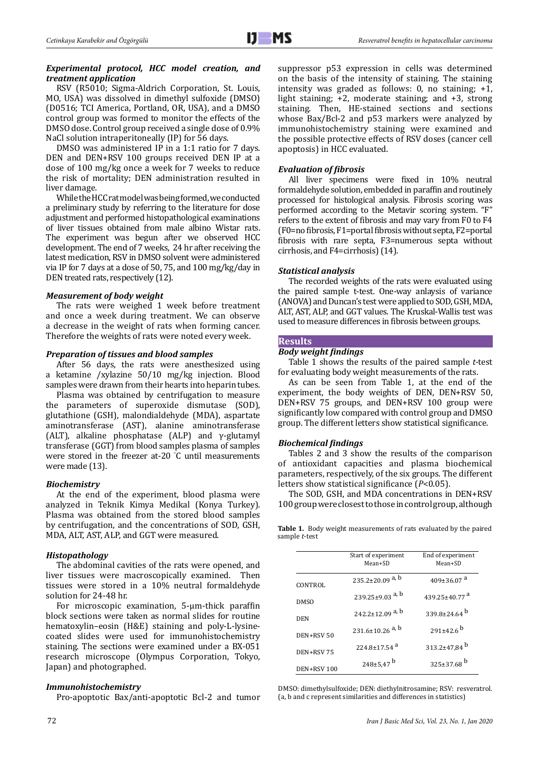### *Experimental protocol, HCC model creation, and treatment application*

RSV (R5010; Sigma-Aldrich Corporation, St. Louis, MO, USA) was dissolved in dimethyl sulfoxide (DMSO) (D0516; TCI America, Portland, OR, USA), and a DMSO control group was formed to monitor the effects of the DMSO dose. Control group received a single dose of 0.9% NaCl solution intraperitoneally (IP) for 56 days.

DMSO was administered IP in a 1:1 ratio for 7 days. DEN and DEN+RSV 100 groups received DEN IP at a dose of 100 mg/kg once a week for 7 weeks to reduce the risk of mortality; DEN administration resulted in liver damage.

While the HCC rat model was being formed, we conducted a preliminary study by referring to the literature for dose adjustment and performed histopathological examinations of liver tissues obtained from male albino Wistar rats. The experiment was begun after we observed HCC development. The end of 7 weeks, 24 hr after receiving the latest medication, RSV in DMSO solvent were administered via IP for 7 days at a dose of 50, 75, and 100 mg/kg/day in DEN treated rats, respectively (12).

### *Measurement of body weight*

The rats were weighed 1 week before treatment and once a week during treatment. We can observe a decrease in the weight of rats when forming cancer. Therefore the weights of rats were noted every week.

### *Preparation of tissues and blood samples*

After 56 days, the rats were anesthesized using a ketamine /xylazine 50/10 mg/kg injection. Blood samples were drawn from their hearts into heparin tubes.

Plasma was obtained by centrifugation to measure the parameters of superoxide dismutase (SOD), glutathione (GSH), malondialdehyde (MDA), aspartate aminotransferase (AST), alanine aminotransferase (ALT), alkaline phosphatase (ALP) and γ-glutamyl transferase (GGT) from blood samples plasma of samples were stored in the freezer at-20 °C until measurements were made (13).

### *Biochemistry*

At the end of the experiment, blood plasma were analyzed in Teknik Kimya Medikal (Konya Turkey). Plasma was obtained from the stored blood samples by centrifugation, and the concentrations of SOD, GSH, MDA, ALT, AST, ALP, and GGT were measured.

### *Histopathology*

The abdominal cavities of the rats were opened, and liver tissues were macroscopically examined. Then tissues were stored in a 10% neutral formaldehyde solution for 24-48 hr.

For microscopic examination, 5-µm-thick paraffin block sections were taken as normal slides for routine hematoxylin–eosin (H&E) staining and poly-L-lysine-coated slides were used for immunohistochemistry staining. The sections were examined under a BX-051 research microscope (Olympus Corporation, Tokyo, Japan) and photographed.

### *Immunohistochemistry*

Pro-apoptotic Bax/anti-apoptotic Bcl-2 and tumor suppressor p53 expression in cells was determined on the basis of the intensity of staining. The staining intensity was graded as follows: 0, no staining; +1, light staining; +2, moderate staining; and +3, strong staining. Then, HE-stained sections and sections whose Bax/Bcl-2 and p53 markers were analyzed by immunohistochemistry staining were examined and the possible protective effects of RSV doses (cancer cell apoptosis) in HCC evaluated.

### *Evaluation of fibrosis*

All liver specimens were fixed in 10% neutral formaldehyde solution, embedded in paraffin and routinely processed for histological analysis. Fibrosis scoring was performed according to the Metavir scoring system. "F" refers to the extent of fibrosis and may vary from F0 to F4 (F0=no fibrosis, F1=portal fibrosis without septa, F2=portal fibrosis with rare septa, F3=numerous septa without cirrhosis, and F4=cirrhosis) (14).

### *Statistical analysis*

The recorded weights of the rats were evaluated using the paired sample t-test. One-way anlaysis of variance (ANOVA) and Duncan's test were applied to SOD, GSH, MDA, ALT, AST, ALP, and GGT values. The Kruskal-Wallis test was used to measure differences in fibrosis between groups.

## Results

### *Body weight findings*

Table 1 shows the results of the paired sample *t*-test for evaluating body weight measurements of the rats.

As can be seen from Table 1, at the end of the experiment, the body weights of DEN, DEN+RSV 50, DEN+RSV 75 groups, and DEN+RSV 100 group were significantly low compared with control group and DMSO group. The different letters show statistical significance.

### *Biochemical findings*

Tables 2 and 3 show the results of the comparison of antioxidant capacities and plasma biochemical parameters, respectively, of the six groups. The different letters show statistical significance ($P$<0.05).

The SOD, GSH, and MDA concentrations in DEN+RSV 100 group were closest to those in control group, although

**Table 1.** Body weight measurements of rats evaluated by the paired sample *t*-test

| | Start of experiment Mean+SD | End of experiment Mean+SD |
|---|---|---|
| CONTROL | 235.2±20.09 $^{a,\,b}$ | 409±36.07 $^{a}$ |
| DMSO | 239.25±9.03 $^{a,\,b}$ | 439.25±40.77 $^{a}$ |
| DEN | 242.2±12.09 $^{a,\,b}$ | 339.8±24.64 $^{b}$ |
| DEN+RSV 50 | 231.6±10.26 $^{a,\,b}$ | 291±42.6 $^{b}$ |
| DEN+RSV 75 | 224.8±17.54 $^{a}$ | 313.2±47,84 $^{b}$ |
| DEN+RSV 100 | 248±5,47 $^{b}$ | 325±37.68 $^{b}$ |

DMSO: dimethylsulfoxide; DEN: diethylnitrosamine; RSV: resveratrol. (a, b and c represent similarities and differences in statistics)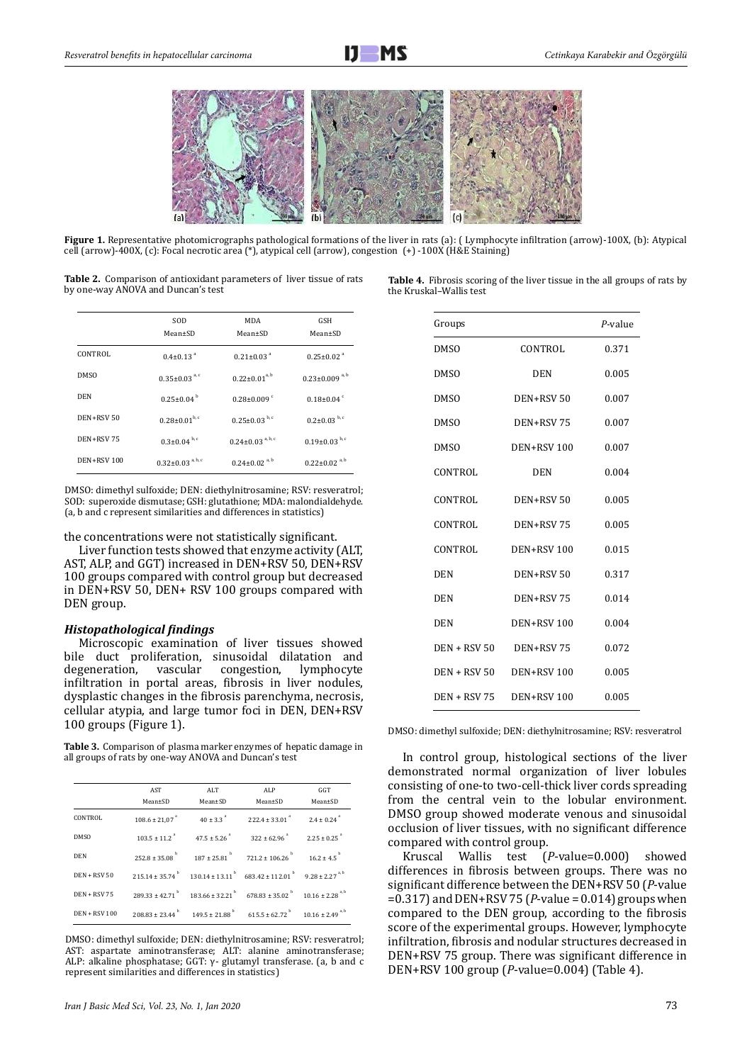**Figure 1.** Representative photomicrographs pathological formations of the liver in rats (a): ( Lymphocyte infiltration (arrow)-100X, (b): Atypical cell (arrow)-400X, (c): Focal necrotic area (*), atypical cell (arrow), congestion (+) -100X (H&E Staining)

**Table 2.** Comparison of antioxidant parameters of liver tissue of rats by one-way ANOVA and Duncan's test

| | SOD Mean±SD | MDA Mean±SD | GSH Mean±SD |
|---|---|---|---|
| CONTROL | 0.4±0.13 [a] | 0.21±0.03 [a] | 0.25±0.02 [a] |
| DMSO | 0.35±0.03 [a, c] | 0.22±0.01 [a, b] | 0.23±0.009 [a, b] |
| DEN | 0.25±0.04 [b] | 0.28±0.009 [c] | 0.18±0.04 [c] |
| DEN+RSV 50 | 0.28±0.01 [b, c] | 0.25±0.03 [b, c] | 0.2±0.03 [b, c] |
| DEN+RSV 75 | 0.3±0.04 [b, c] | 0.24±0.03 [a, b, c] | 0.19±0.03 [b, c] |
| DEN+RSV 100 | 0.32±0.03 [a, b, c] | 0.24±0.02 [a, b] | 0.22±0.02 [a, b] |

DMSO: dimethyl sulfoxide; DEN: diethylnitrosamine; RSV: resveratrol; SOD: superoxide dismutase; GSH: glutathione; MDA: malondialdehyde. (a, b and c represent similarities and differences in statistics)

the concentrations were not statistically significant.

Liver function tests showed that enzyme activity (ALT, AST, ALP, and GGT) increased in DEN+RSV 50, DEN+RSV 100 groups compared with control group but decreased in DEN+RSV 50, DEN+ RSV 100 groups compared with DEN group.

### *Histopathological findings*

Microscopic examination of liver tissues showed bile duct proliferation, sinusoidal dilatation and degeneration, vascular congestion, lymphocyte infiltration in portal areas, fibrosis in liver nodules, dysplastic changes in the fibrosis parenchyma, necrosis, cellular atypia, and large tumor foci in DEN, DEN+RSV 100 groups (Figure 1).

**Table 3.** Comparison of plasma marker enzymes of hepatic damage in all groups of rats by one-way ANOVA and Duncan's test

| | AST Mean±SD | ALT Mean±SD | ALP Mean±SD | GGT Mean±SD |
|---|---|---|---|---|
| CONTROL | 108.6 ± 21,07 [a] | 40 ± 3.3 [a] | 222.4 ± 33.01 [a] | 2.4 ± 0.24 [a] |
| DMSO | 103.5 ± 11.2 [a] | 47.5 ± 5.26 [a] | 322 ± 62.96 [a] | 2.25 ± 0.25 [a] |
| DEN | 252.8 ± 35.08 [b] | 187 ± 25.81 [b] | 721.2 ± 106.26 [b] | 16.2 ± 4.5 [b] |
| DEN + RSV 50 | 215.14 ± 35.74 [b] | 130.14 ± 13.11 [b] | 683.42 ± 112.01 [b] | 9.28 ± 2.27 [a, b] |
| DEN + RSV 75 | 289.33 ± 42.71 [b] | 183.66 ± 32.21 [b] | 678.83 ± 35.02 [b] | 10.16 ± 2.28 [a, b] |
| DEN + RSV 100 | 208.83 ± 23.44 [b] | 149.5 ± 21.88 [b] | 615.5 ± 62.72 [b] | 10.16 ± 2.49 [a, b] |

DMSO: dimethyl sulfoxide; DEN: diethylnitrosamine; RSV: resveratrol; AST: aspartate aminotransferase; ALT: alanine aminotransferase; ALP: alkaline phosphatase; GGT: γ- glutamyl transferase. (a, b and c represent similarities and differences in statistics)

**Table 4.** Fibrosis scoring of the liver tissue in the all groups of rats by the Kruskal–Wallis test

| Groups | | *P*-value |
|---|---|---|
| DMSO | CONTROL | 0.371 |
| DMSO | DEN | 0.005 |
| DMSO | DEN+RSV 50 | 0.007 |
| DMSO | DEN+RSV 75 | 0.007 |
| DMSO | DEN+RSV 100 | 0.007 |
| CONTROL | DEN | 0.004 |
| CONTROL | DEN+RSV 50 | 0.005 |
| CONTROL | DEN+RSV 75 | 0.005 |
| CONTROL | DEN+RSV 100 | 0.015 |
| DEN | DEN+RSV 50 | 0.317 |
| DEN | DEN+RSV 75 | 0.014 |
| DEN | DEN+RSV 100 | 0.004 |
| DEN + RSV 50 | DEN+RSV 75 | 0.072 |
| DEN + RSV 50 | DEN+RSV 100 | 0.005 |
| DEN + RSV 75 | DEN+RSV 100 | 0.005 |

DMSO: dimethyl sulfoxide; DEN: diethylnitrosamine; RSV: resveratrol

In control group, histological sections of the liver demonstrated normal organization of liver lobules consisting of one-to two-cell-thick liver cords spreading from the central vein to the lobular environment. DMSO group showed moderate venous and sinusoidal occlusion of liver tissues, with no significant difference compared with control group.

Kruscal Wallis test (*P*-value=0.000) showed differences in fibrosis between groups. There was no significant difference between the DEN+RSV 50 (*P*-value =0.317) and DEN+RSV 75 (*P*-value = 0.014) groups when compared to the DEN group, according to the fibrosis score of the experimental groups. However, lymphocyte infiltration, fibrosis and nodular structures decreased in DEN+RSV 75 group. There was significant difference in DEN+RSV 100 group (*P*-value=0.004) (Table 4).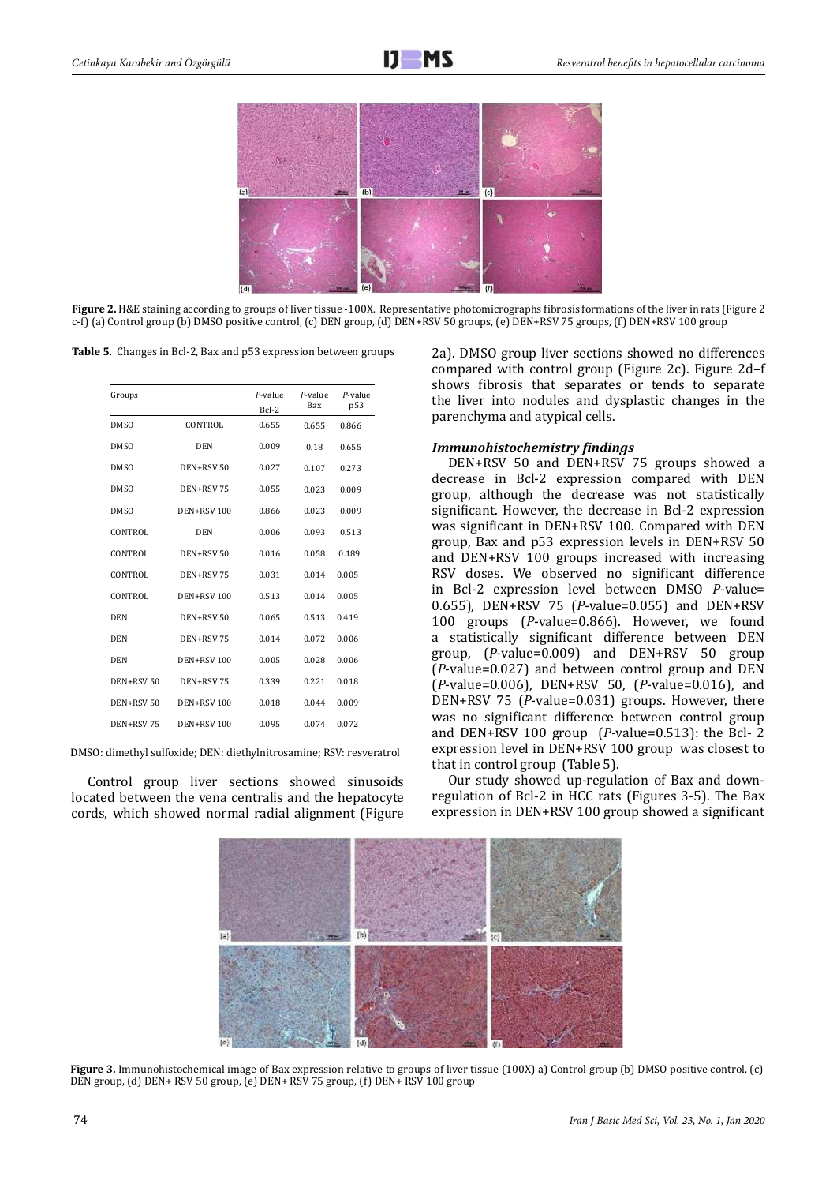**Figure 2.** H&E staining according to groups of liver tissue -100X. Representative photomicrographs fibrosis formations of the liver in rats (Figure 2 c-f) (a) Control group (b) DMSO positive control, (c) DEN group, (d) DEN+RSV 50 groups, (e) DEN+RSV 75 groups, (f) DEN+RSV 100 group

**Table 5.** Changes in Bcl-2, Bax and p53 expression between groups

| Groups | | *P*-value Bcl-2 | *P*-value Bax | *P*-value p53 |
|---|---|---|---|---|
| DMSO | CONTROL | 0.655 | 0.655 | 0.866 |
| DMSO | DEN | 0.009 | 0.18 | 0.655 |
| DMSO | DEN+RSV 50 | 0.027 | 0.107 | 0.273 |
| DMSO | DEN+RSV 75 | 0.055 | 0.023 | 0.009 |
| DMSO | DEN+RSV 100 | 0.866 | 0.023 | 0.009 |
| CONTROL | DEN | 0.006 | 0.093 | 0.513 |
| CONTROL | DEN+RSV 50 | 0.016 | 0.058 | 0.189 |
| CONTROL | DEN+RSV 75 | 0.031 | 0.014 | 0.005 |
| CONTROL | DEN+RSV 100 | 0.513 | 0.014 | 0.005 |
| DEN | DEN+RSV 50 | 0.065 | 0.513 | 0.419 |
| DEN | DEN+RSV 75 | 0.014 | 0.072 | 0.006 |
| DEN | DEN+RSV 100 | 0.005 | 0.028 | 0.006 |
| DEN+RSV 50 | DEN+RSV 75 | 0.339 | 0.221 | 0.018 |
| DEN+RSV 50 | DEN+RSV 100 | 0.018 | 0.044 | 0.009 |
| DEN+RSV 75 | DEN+RSV 100 | 0.095 | 0.074 | 0.072 |

DMSO: dimethyl sulfoxide; DEN: diethylnitrosamine; RSV: resveratrol

Control group liver sections showed sinusoids located between the vena centralis and the hepatocyte cords, which showed normal radial alignment (Figure 2a). DMSO group liver sections showed no differences compared with control group (Figure 2c). Figure 2d–f shows fibrosis that separates or tends to separate the liver into nodules and dysplastic changes in the parenchyma and atypical cells.

### *Immunohistochemistry findings*

DEN+RSV 50 and DEN+RSV 75 groups showed a decrease in Bcl-2 expression compared with DEN group, although the decrease was not statistically significant. However, the decrease in Bcl-2 expression was significant in DEN+RSV 100. Compared with DEN group, Bax and p53 expression levels in DEN+RSV 50 and DEN+RSV 100 groups increased with increasing RSV doses. We observed no significant difference in Bcl-2 expression level between DMSO *P*-value= 0.655), DEN+RSV 75 (*P*-value=0.055) and DEN+RSV 100 groups (*P*-value=0.866). However, we found a statistically significant difference between DEN group, (*P*-value=0.009) and DEN+RSV 50 group (*P*-value=0.027) and between control group and DEN (*P*-value=0.006), DEN+RSV 50, (*P*-value=0.016), and DEN+RSV 75 (*P*-value=0.031) groups. However, there was no significant difference between control group and DEN+RSV 100 group (*P*-value=0.513): the Bcl- 2 expression level in DEN+RSV 100 group was closest to that in control group (Table 5).

Our study showed up-regulation of Bax and down-regulation of Bcl-2 in HCC rats (Figures 3-5). The Bax expression in DEN+RSV 100 group showed a significant

**Figure 3.** Immunohistochemical image of Bax expression relative to groups of liver tissue (100X) a) Control group (b) DMSO positive control, (c) DEN group, (d) DEN+ RSV 50 group, (e) DEN+ RSV 75 group, (f) DEN+ RSV 100 group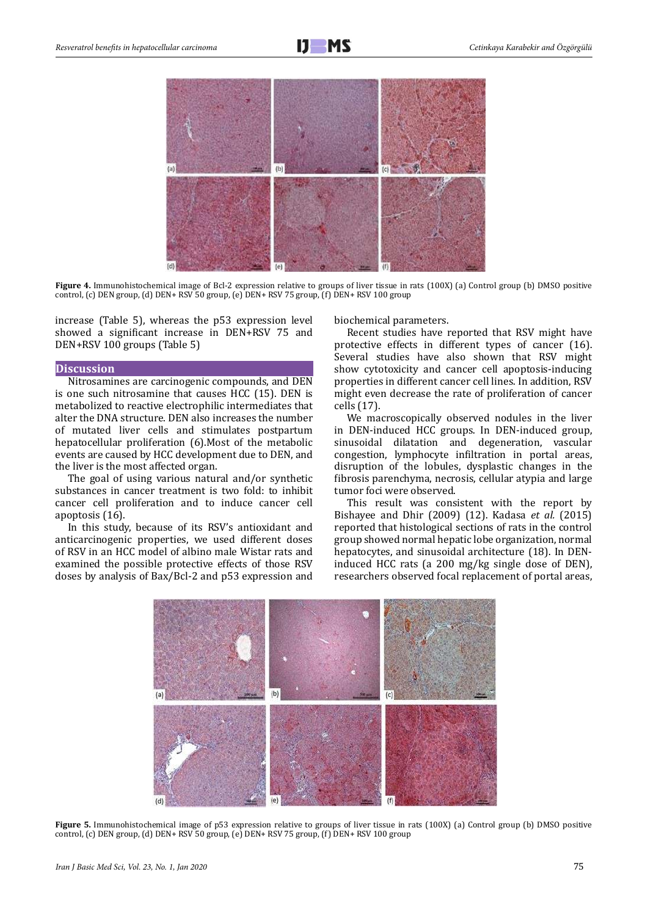**Figure 4.** Immunohistochemical image of Bcl-2 expression relative to groups of liver tissue in rats (100X) (a) Control group (b) DMSO positive control, (c) DEN group, (d) DEN+ RSV 50 group, (e) DEN+ RSV 75 group, (f) DEN+ RSV 100 group

increase (Table 5), whereas the p53 expression level showed a significant increase in DEN+RSV 75 and DEN+RSV 100 groups (Table 5)

## Discussion

Nitrosamines are carcinogenic compounds, and DEN is one such nitrosamine that causes HCC (15). DEN is metabolized to reactive electrophilic intermediates that alter the DNA structure. DEN also increases the number of mutated liver cells and stimulates postpartum hepatocellular proliferation (6).Most of the metabolic events are caused by HCC development due to DEN, and the liver is the most affected organ.

The goal of using various natural and/or synthetic substances in cancer treatment is two fold: to inhibit cancer cell proliferation and to induce cancer cell apoptosis (16).

In this study, because of its RSV's antioxidant and anticarcinogenic properties, we used different doses of RSV in an HCC model of albino male Wistar rats and examined the possible protective effects of those RSV doses by analysis of Bax/Bcl-2 and p53 expression and biochemical parameters.

Recent studies have reported that RSV might have protective effects in different types of cancer (16). Several studies have also shown that RSV might show cytotoxicity and cancer cell apoptosis-inducing properties in different cancer cell lines. In addition, RSV might even decrease the rate of proliferation of cancer cells (17).

We macroscopically observed nodules in the liver in DEN-induced HCC groups. In DEN-induced group, sinusoidal dilatation and degeneration, vascular congestion, lymphocyte infiltration in portal areas, disruption of the lobules, dysplastic changes in the fibrosis parenchyma, necrosis, cellular atypia and large tumor foci were observed.

This result was consistent with the report by Bishayee and Dhir (2009) (12). Kadasa *et al.* (2015) reported that histological sections of rats in the control group showed normal hepatic lobe organization, normal hepatocytes, and sinusoidal architecture (18). In DEN-induced HCC rats (a 200 mg/kg single dose of DEN), researchers observed focal replacement of portal areas,

**Figure 5.** Immunohistochemical image of p53 expression relative to groups of liver tissue in rats (100X) (a) Control group (b) DMSO positive control, (c) DEN group, (d) DEN+ RSV 50 group, (e) DEN+ RSV 75 group, (f) DEN+ RSV 100 group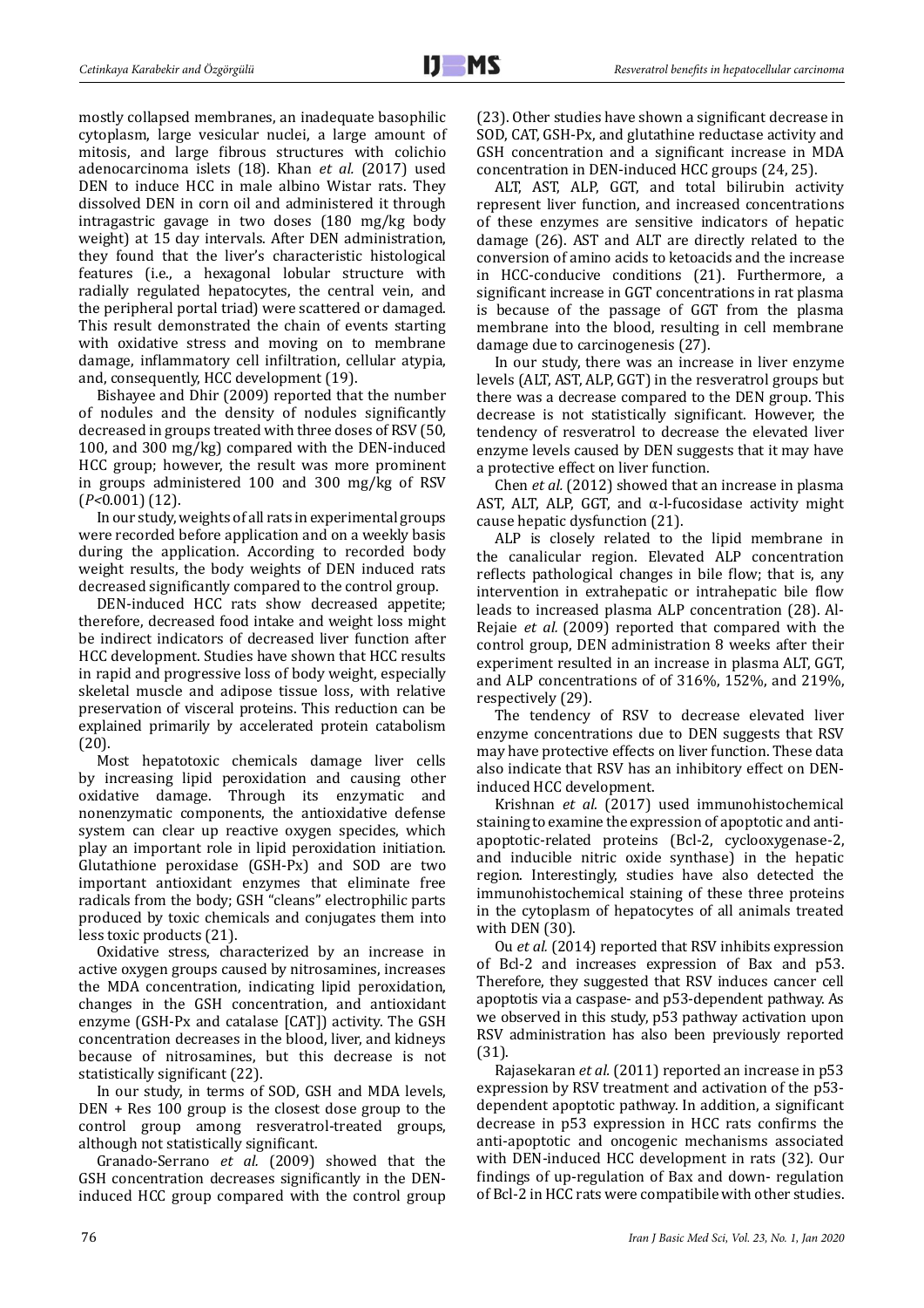mostly collapsed membranes, an inadequate basophilic cytoplasm, large vesicular nuclei, a large amount of mitosis, and large fibrous structures with colichio adenocarcinoma islets (18). Khan *et al.* (2017) used DEN to induce HCC in male albino Wistar rats. They dissolved DEN in corn oil and administered it through intragastric gavage in two doses (180 mg/kg body weight) at 15 day intervals. After DEN administration, they found that the liver's characteristic histological features (i.e., a hexagonal lobular structure with radially regulated hepatocytes, the central vein, and the peripheral portal triad) were scattered or damaged. This result demonstrated the chain of events starting with oxidative stress and moving on to membrane damage, inflammatory cell infiltration, cellular atypia, and, consequently, HCC development (19).

Bishayee and Dhir (2009) reported that the number of nodules and the density of nodules significantly decreased in groups treated with three doses of RSV (50, 100, and 300 mg/kg) compared with the DEN-induced HCC group; however, the result was more prominent in groups administered 100 and 300 mg/kg of RSV ($P<0.001$) (12).

In our study, weights of all rats in experimental groups were recorded before application and on a weekly basis during the application. According to recorded body weight results, the body weights of DEN induced rats decreased significantly compared to the control group.

DEN-induced HCC rats show decreased appetite; therefore, decreased food intake and weight loss might be indirect indicators of decreased liver function after HCC development. Studies have shown that HCC results in rapid and progressive loss of body weight, especially skeletal muscle and adipose tissue loss, with relative preservation of visceral proteins. This reduction can be explained primarily by accelerated protein catabolism (20).

Most hepatotoxic chemicals damage liver cells by increasing lipid peroxidation and causing other oxidative damage. Through its enzymatic and nonenzymatic components, the antioxidative defense system can clear up reactive oxygen species, which play an important role in lipid peroxidation initiation. Glutathione peroxidase (GSH-Px) and SOD are two important antioxidant enzymes that eliminate free radicals from the body; GSH "cleans" electrophilic parts produced by toxic chemicals and conjugates them into less toxic products (21).

Oxidative stress, characterized by an increase in active oxygen groups caused by nitrosamines, increases the MDA concentration, indicating lipid peroxidation, changes in the GSH concentration, and antioxidant enzyme (GSH-Px and catalase [CAT]) activity. The GSH concentration decreases in the blood, liver, and kidneys because of nitrosamines, but this decrease is not statistically significant (22).

In our study, in terms of SOD, GSH and MDA levels, DEN + Res 100 group is the closest dose group to the control group among resveratrol-treated groups, although not statistically significant.

Granado-Serrano *et al.* (2009) showed that the GSH concentration decreases significantly in the DEN-induced HCC group compared with the control group (23). Other studies have shown a significant decrease in SOD, CAT, GSH-Px, and glutathione reductase activity and GSH concentration and a significant increase in MDA concentration in DEN-induced HCC groups (24, 25).

ALT, AST, ALP, GGT, and total bilirubin activity represent liver function, and increased concentrations of these enzymes are sensitive indicators of hepatic damage (26). AST and ALT are directly related to the conversion of amino acids to ketoacids and the increase in HCC-conducive conditions (21). Furthermore, a significant increase in GGT concentrations in rat plasma is because of the passage of GGT from the plasma membrane into the blood, resulting in cell membrane damage due to carcinogenesis (27).

In our study, there was an increase in liver enzyme levels (ALT, AST, ALP, GGT) in the resveratrol groups but there was a decrease compared to the DEN group. This decrease is not statistically significant. However, the tendency of resveratrol to decrease the elevated liver enzyme levels caused by DEN suggests that it may have a protective effect on liver function.

Chen *et al.* (2012) showed that an increase in plasma AST, ALT, ALP, GGT, and α-l-fucosidase activity might cause hepatic dysfunction (21).

ALP is closely related to the lipid membrane in the canalicular region. Elevated ALP concentration reflects pathological changes in bile flow; that is, any intervention in extrahepatic or intrahepatic bile flow leads to increased plasma ALP concentration (28). Al-Rejaie *et al.* (2009) reported that compared with the control group, DEN administration 8 weeks after their experiment resulted in an increase in plasma ALT, GGT, and ALP concentrations of of 316%, 152%, and 219%, respectively (29).

The tendency of RSV to decrease elevated liver enzyme concentrations due to DEN suggests that RSV may have protective effects on liver function. These data also indicate that RSV has an inhibitory effect on DEN-induced HCC development.

Krishnan *et al.* (2017) used immunohistochemical staining to examine the expression of apoptotic and anti-apoptotic-related proteins (Bcl-2, cyclooxygenase-2, and inducible nitric oxide synthase) in the hepatic region. Interestingly, studies have also detected the immunohistochemical staining of these three proteins in the cytoplasm of hepatocytes of all animals treated with DEN (30).

Ou *et al.* (2014) reported that RSV inhibits expression of Bcl-2 and increases expression of Bax and p53. Therefore, they suggested that RSV induces cancer cell apoptosis via a caspase- and p53-dependent pathway. As we observed in this study, p53 pathway activation upon RSV administration has also been previously reported (31).

Rajasekaran *et al.* (2011) reported an increase in p53 expression by RSV treatment and activation of the p53-dependent apoptotic pathway. In addition, a significant decrease in p53 expression in HCC rats confirms the anti-apoptotic and oncogenic mechanisms associated with DEN-induced HCC development in rats (32). Our findings of up-regulation of Bax and down- regulation of Bcl-2 in HCC rats were compatibile with other studies.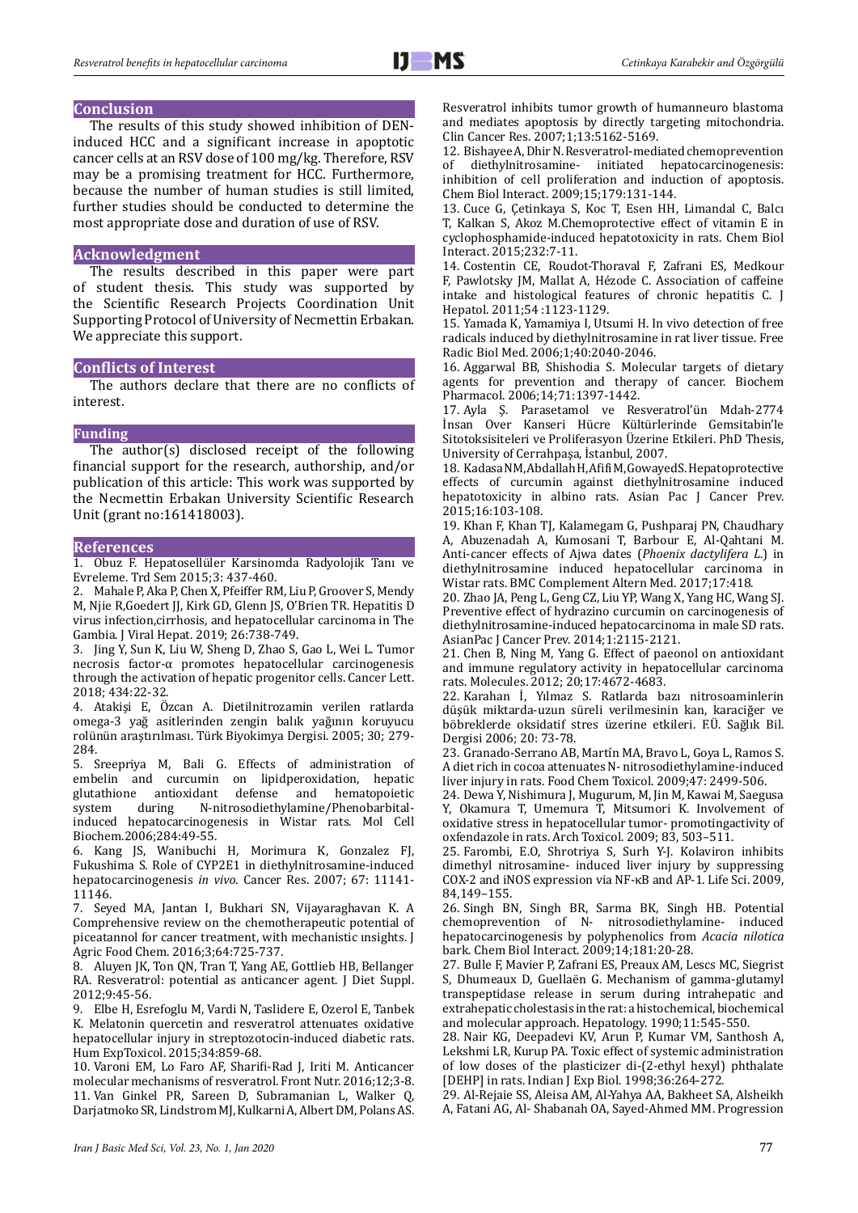## Conclusion

The results of this study showed inhibition of DEN-induced HCC and a significant increase in apoptotic cancer cells at an RSV dose of 100 mg/kg. Therefore, RSV may be a promising treatment for HCC. Furthermore, because the number of human studies is still limited, further studies should be conducted to determine the most appropriate dose and duration of use of RSV.

## Acknowledgment

The results described in this paper were part of student thesis. This study was supported by the Scientific Research Projects Coordination Unit Supporting Protocol of University of Necmettin Erbakan. We appreciate this support.

## Conflicts of Interest

The authors declare that there are no conflicts of interest.

## Funding

The author(s) disclosed receipt of the following financial support for the research, authorship, and/or publication of this article: This work was supported by the Necmettin Erbakan University Scientific Research Unit (grant no:161418003).

## References

1. Obuz F. Hepatosellüler Karsinomda Radyolojik Tanı ve Evreleme. Trd Sem 2015;3: 437-460.
2. Mahale P, Aka P, Chen X, Pfeiffer RM, Liu P, Groover S, Mendy M, Njie R,Goedert JJ, Kirk GD, Glenn JS, O'Brien TR. Hepatitis D virus infection,cirrhosis, and hepatocellular carcinoma in The Gambia. J Viral Hepat. 2019; 26:738-749.
3. Jing Y, Sun K, Liu W, Sheng D, Zhao S, Gao L, Wei L. Tumor necrosis factor-α promotes hepatocellular carcinogenesis through the activation of hepatic progenitor cells. Cancer Lett. 2018; 434:22-32.
4. Atakişi E, Özcan A. Dietilnitrozamin verilen ratlarda omega-3 yağ asitlerinden zengin balık yağının koruyucu rolünün araştırılması. Türk Biyokimya Dergisi. 2005; 30; 279-284.
5. Sreepriya M, Bali G. Effects of administration of embelin and curcumin on lipidperoxidation, hepatic glutathione antioxidant defense and hematopoietic system during N-nitrosodiethylamine/Phenobarbital-induced hepatocarcinogenesis in Wistar rats. Mol Cell Biochem.2006;284:49-55.
6. Kang JS, Wanibuchi H, Morimura K, Gonzalez FJ, Fukushima S. Role of CYP2E1 in diethylnitrosamine-induced hepatocarcinogenesis *in vivo*. Cancer Res. 2007; 67: 11141-11146.
7. Seyed MA, Jantan I, Bukhari SN, Vijayaraghavan K. A Comprehensive review on the chemotherapeutic potential of piceatannol for cancer treatment, with mechanistic ınsights. J Agric Food Chem. 2016;3;64:725-737.
8. Aluyen JK, Ton QN, Tran T, Yang AE, Gottlieb HB, Bellanger RA. Resveratrol: potential as anticancer agent. J Diet Suppl. 2012;9:45-56.
9. Elbe H, Esrefoglu M, Vardi N, Taslidere E, Ozerol E, Tanbek K. Melatonin quercetin and resveratrol attenuates oxidative hepatocellular injury in streptozotocin-induced diabetic rats. Hum ExpToxicol. 2015;34:859-68.
10. Varoni EM, Lo Faro AF, Sharifi-Rad J, Iriti M. Anticancer molecular mechanisms of resveratrol. Front Nutr. 2016;12;3-8.
11. Van Ginkel PR, Sareen D, Subramanian L, Walker Q, Darjatmoko SR, Lindstrom MJ, Kulkarni A, Albert DM, Polans AS. Resveratrol inhibits tumor growth of humanneuro blastoma and mediates apoptosis by directly targeting mitochondria. Clin Cancer Res. 2007;1;13:5162-5169.
12. Bishayee A, Dhir N. Resveratrol-mediated chemoprevention of diethylnitrosamine- initiated hepatocarcinogenesis: inhibition of cell proliferation and induction of apoptosis. Chem Biol Interact. 2009;15;179:131-144.
13. Cuce G, Çetinkaya S, Koc T, Esen HH, Limandal C, Balcı T, Kalkan S, Akoz M.Chemoprotective effect of vitamin E in cyclophosphamide-induced hepatotoxicity in rats. Chem Biol Interact. 2015;232:7-11.
14. Costentin CE, Roudot-Thoraval F, Zafrani ES, Medkour F, Pawlotsky JM, Mallat A, Hézode C. Association of caffeine intake and histological features of chronic hepatitis C. J Hepatol. 2011;54 :1123-1129.
15. Yamada K, Yamamiya I, Utsumi H. In vivo detection of free radicals induced by diethylnitrosamine in rat liver tissue. Free Radic Biol Med. 2006;1;40:2040-2046.
16. Aggarwal BB, Shishodia S. Molecular targets of dietary agents for prevention and therapy of cancer. Biochem Pharmacol. 2006;14;71:1397-1442.
17. Ayla Ş. Parasetamol ve Resveratrol'ün Mdah-2774 İnsan Over Kanseri Hücre Kültürlerinde Gemsitabin'le Sitotoksisiteleri ve Proliferasyon Üzerine Etkileri. PhD Thesis, University of Cerrahpaşa, İstanbul, 2007.
18. Kadasa NM, Abdallah H, Afifi M, Gowayed S. Hepatoprotective effects of curcumin against diethylnitrosamine induced hepatotoxicity in albino rats. Asian Pac J Cancer Prev. 2015;16:103-108.
19. Khan F, Khan TJ, Kalamegam G, Pushparaj PN, Chaudhary A, Abuzenadah A, Kumosani T, Barbour E, Al-Qahtani M. Anti-cancer effects of Ajwa dates (*Phoenix dactylifera L.*) in diethylnitrosamine induced hepatocellular carcinoma in Wistar rats. BMC Complement Altern Med. 2017;17:418.
20. Zhao JA, Peng L, Geng CZ, Liu YP, Wang X, Yang HC, Wang SJ. Preventive effect of hydrazino curcumin on carcinogenesis of diethylnitrosamine-induced hepatocarcinoma in male SD rats. AsianPac J Cancer Prev. 2014;1:2115-2121.
21. Chen B, Ning M, Yang G. Effect of paeonol on antioxidant and immune regulatory activity in hepatocellular carcinoma rats. Molecules. 2012; 20;17:4672-4683.
22. Karahan İ, Yılmaz S. Ratlarda bazı nitrosoaminlerin düşük miktarda-uzun süreli verilmesinin kan, karaciğer ve böbreklerde oksidatif stres üzerine etkileri. F.Ü. Sağlık Bil. Dergisi 2006; 20: 73-78.
23. Granado-Serrano AB, Martín MA, Bravo L, Goya L, Ramos S. A diet rich in cocoa attenuates N- nitrosodiethylamine-induced liver injury in rats. Food Chem Toxicol. 2009;47: 2499-506.
24. Dewa Y, Nishimura J, Mugurum, M, Jin M, Kawai M, Saegusa Y, Okamura T, Umemura T, Mitsumori K. Involvement of oxidative stress in hepatocellular tumor- promotingactivity of oxfendazole in rats. Arch Toxicol. 2009; 83, 503–511.
25. Farombi, E.O, Shrotriya S, Surh Y-J. Kolaviron inhibits dimethyl nitrosamine- induced liver injury by suppressing COX-2 and iNOS expression via NF-κB and AP-1. Life Sci. 2009, 84,149–155.
26. Singh BN, Singh BR, Sarma BK, Singh HB. Potential chemoprevention of N- nitrosodiethylamine- induced hepatocarcinogenesis by polyphenolics from *Acacia nilotica* bark. Chem Biol Interact. 2009;14;181:20-28.
27. Bulle F, Mavier P, Zafrani ES, Preaux AM, Lescs MC, Siegrist S, Dhumeaux D, Guellaën G. Mechanism of gamma-glutamyl transpeptidase release in serum during intrahepatic and extrahepatic cholestasis in the rat: a histochemical, biochemical and molecular approach. Hepatology. 1990;11:545-550.
28. Nair KG, Deepadevi KV, Arun P, Kumar VM, Santhosh A, Lekshmi LR, Kurup PA. Toxic effect of systemic administration of low doses of the plasticizer di-(2-ethyl hexyl) phthalate [DEHP] in rats. Indian J Exp Biol. 1998;36:264-272.
29. Al-Rejaie SS, Aleisa AM, Al-Yahya AA, Bakheet SA, Alsheikh A, Fatani AG, Al- Shabanah OA, Sayed-Ahmed MM. Progression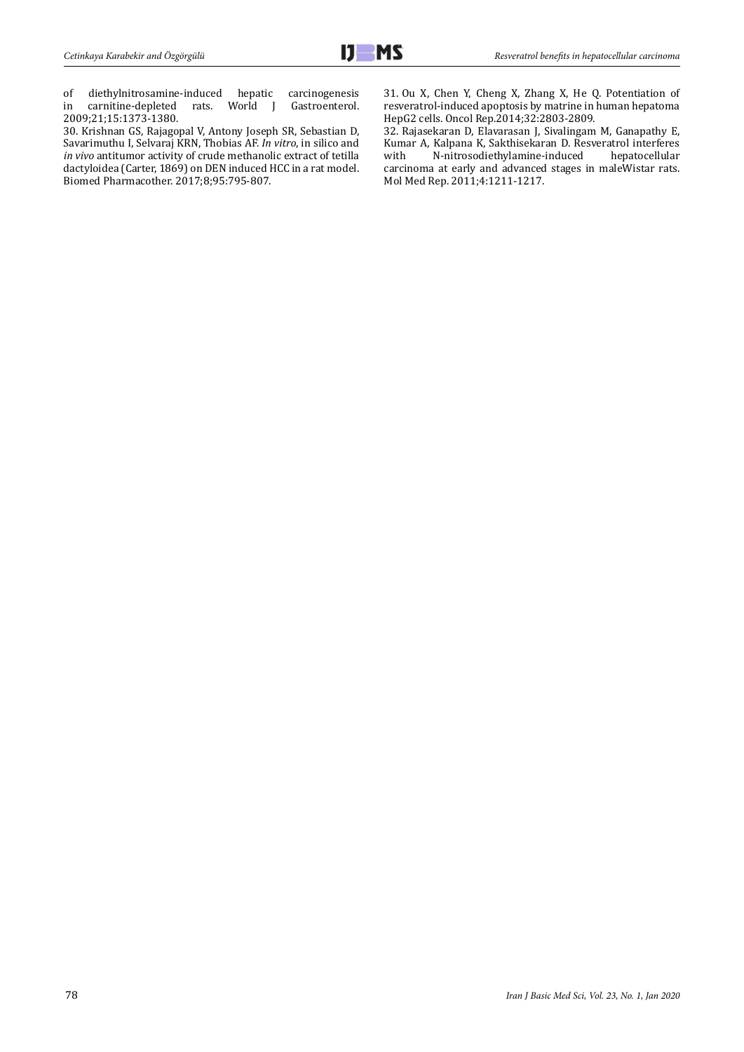of diethylnitrosamine-induced hepatic carcinogenesis in carnitine-depleted rats. World J Gastroenterol. 2009;21;15:1373-1380.

30. Krishnan GS, Rajagopal V, Antony Joseph SR, Sebastian D, Savarimuthu I, Selvaraj KRN, Thobias AF. *In vitro*, in silico and *in vivo* antitumor activity of crude methanolic extract of tetilla dactyloidea (Carter, 1869) on DEN induced HCC in a rat model. Biomed Pharmacother. 2017;8;95:795-807.

31. Ou X, Chen Y, Cheng X, Zhang X, He Q. Potentiation of resveratrol-induced apoptosis by matrine in human hepatoma HepG2 cells. Oncol Rep.2014;32:2803-2809.

32. Rajasekaran D, Elavarasan J, Sivalingam M, Ganapathy E, Kumar A, Kalpana K, Sakthisekaran D. Resveratrol interferes with N-nitrosodiethylamine-induced hepatocellular carcinoma at early and advanced stages in maleWistar rats. Mol Med Rep. 2011;4:1211-1217.